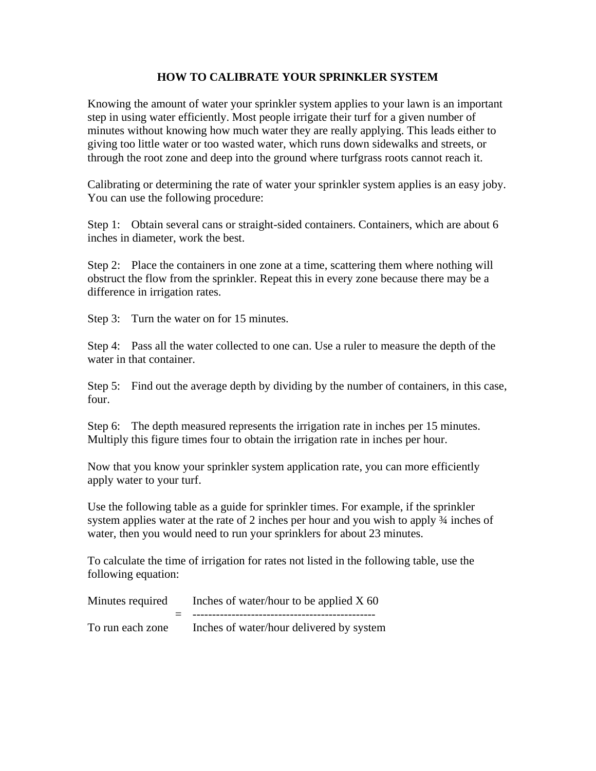# HOW TO CALIBRATE YOUR SPRINKLER SYSTEM

Knowing the amount of water your sprinkler system applies to your lawn is an important step in using water efficiently. Most people irrigate their turf for a given number of minutes without knowing how much water they are really applying. This leads either to giving too little water or too wasted water, which runs down sidewalks and streets, or through the root zone and deep into the ground where turfgrass roots cannot reach it.

Calibrating or determining the rate of water your sprinkler system applies is an easy joby. You can use the following procedure:

Step 1: Obtain several cans or straight-sided containers. Containers, which are about 6 inches in diameter, work the best.

Step 2: Place the containers in one zone at a time, scattering them where nothing will obstruct the flow from the sprinkler. Repeat this in every zone because there may be a difference in irrigation rates.

Step 3: Turn the water on for 15 minutes.

Step 4: Pass all the water collected to one can. Use a ruler to measure the depth of the water in that container.

Step 5: Find out the average depth by dividing by the number of containers, in this case, four.

Step 6: The depth measured represents the irrigation rate in inches per 15 minutes. Multiply this figure times four to obtain the irrigation rate in inches per hour.

Now that you know your sprinkler system application rate, you can more efficiently apply water to your turf.

Use the following table as a guide for sprinkler times. For example, if the sprinkler system applies water at the rate of 2 inches per hour and you wish to apply ¾ inches of water, then you would need to run your sprinklers for about 23 minutes.

To calculate the time of irrigation for rates not listed in the following table, use the following equation:

$$\text{Minutes required To run each zone} = \frac{\text{Inches of water/hour to be applied} \times 60}{\text{Inches of water/hour delivered by system}}$$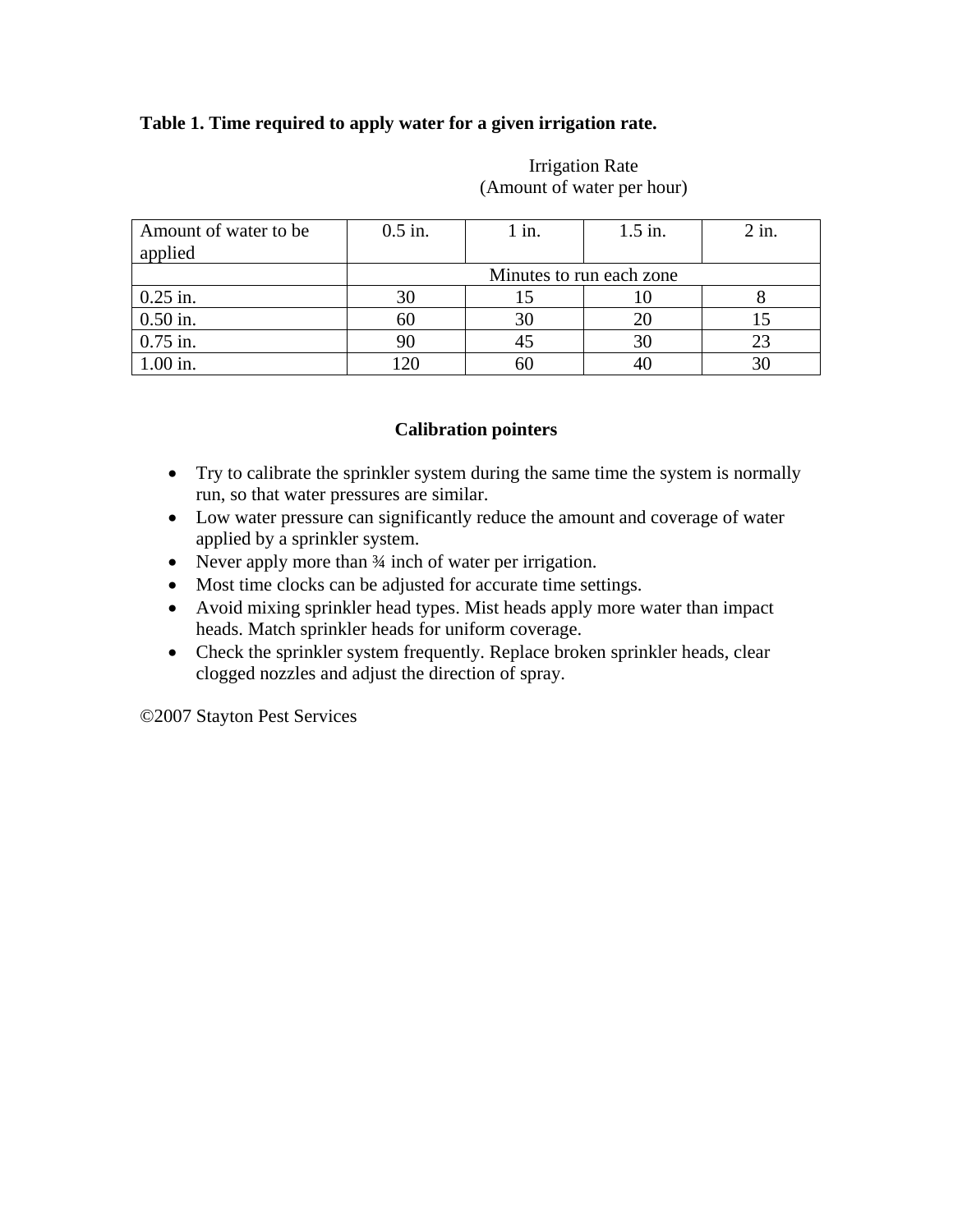**Table 1. Time required to apply water for a given irrigation rate.**

| | Irrigation Rate (Amount of water per hour) | | | |
|---|---|---|---|---|
| Amount of water to be applied | 0.5 in. | 1 in. | 1.5 in. | 2 in. |
| | Minutes to run each zone | | | |
| 0.25 in. | 30 | 15 | 10 | 8 |
| 0.50 in. | 60 | 30 | 20 | 15 |
| 0.75 in. | 90 | 45 | 30 | 23 |
| 1.00 in. | 120 | 60 | 40 | 30 |

## Calibration pointers

- Try to calibrate the sprinkler system during the same time the system is normally run, so that water pressures are similar.
- Low water pressure can significantly reduce the amount and coverage of water applied by a sprinkler system.
- Never apply more than ¾ inch of water per irrigation.
- Most time clocks can be adjusted for accurate time settings.
- Avoid mixing sprinkler head types. Mist heads apply more water than impact heads. Match sprinkler heads for uniform coverage.
- Check the sprinkler system frequently. Replace broken sprinkler heads, clear clogged nozzles and adjust the direction of spray.

©2007 Stayton Pest Services